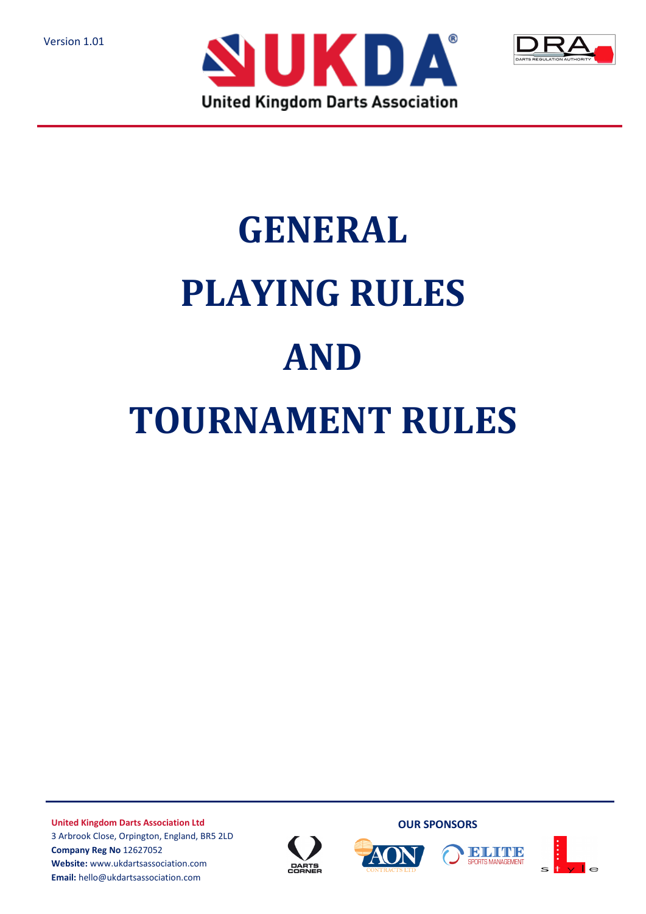Version 1.01

UKDA®

United Kingdom Darts Association

DRA DARTS REGULATION AUTHORITY

# GENERAL PLAYING RULES AND TOURNAMENT RULES

**United Kingdom Darts Association Ltd**
3 Arbrook Close, Orpington, England, BR5 2LD
**Company Reg No** 12627052
**Website:** www.ukdartsassociation.com
**Email:** hello@ukdartsassociation.com

**OUR SPONSORS**

DARTS CORNER

AON CONTRACTS LTD

ELITE SPORTS MANAGEMENT

style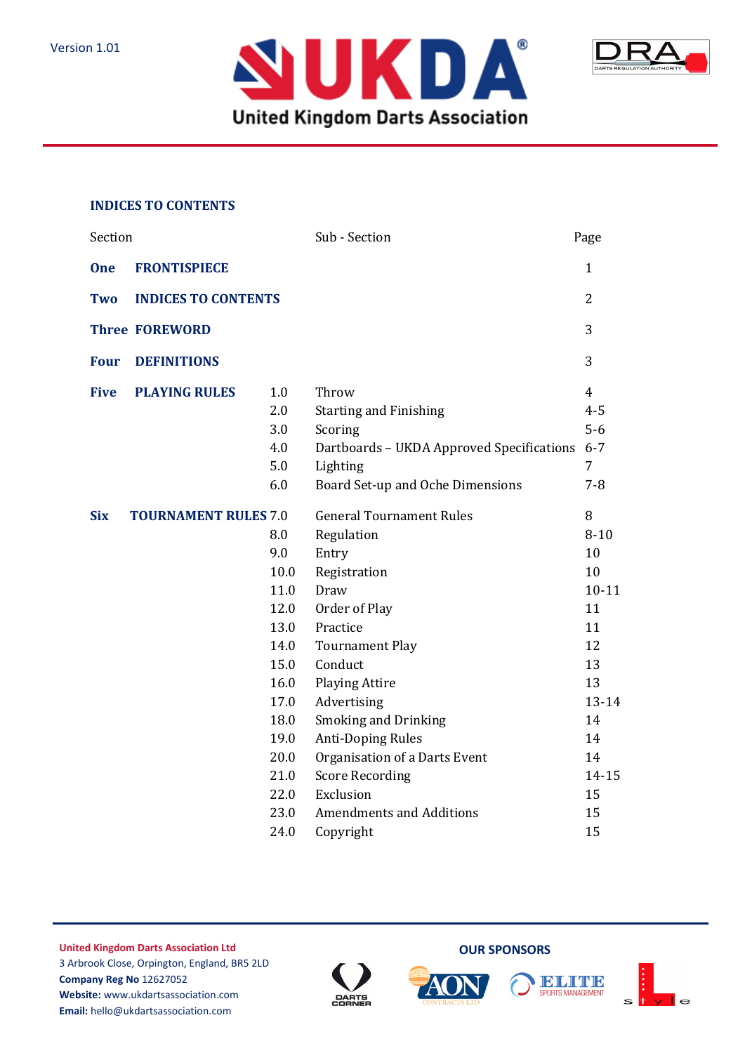Version 1.01

# UKDA United Kingdom Darts Association

DRA DARTS REGULATION AUTHORITY

## INDICES TO CONTENTS

| Section | | | Sub - Section | Page |
|---|---|---|---|---|
| **One** | **FRONTISPIECE** | | | 1 |
| **Two** | **INDICES TO CONTENTS** | | | 2 |
| **Three** | **FOREWORD** | | | 3 |
| **Four** | **DEFINITIONS** | | | 3 |
| **Five** | **PLAYING RULES** | 1.0 | Throw | 4 |
| | | 2.0 | Starting and Finishing | 4-5 |
| | | 3.0 | Scoring | 5-6 |
| | | 4.0 | Dartboards – UKDA Approved Specifications | 6-7 |
| | | 5.0 | Lighting | 7 |
| | | 6.0 | Board Set-up and Oche Dimensions | 7-8 |
| **Six** | **TOURNAMENT RULES** | 7.0 | General Tournament Rules | 8 |
| | | 8.0 | Regulation | 8-10 |
| | | 9.0 | Entry | 10 |
| | | 10.0 | Registration | 10 |
| | | 11.0 | Draw | 10-11 |
| | | 12.0 | Order of Play | 11 |
| | | 13.0 | Practice | 11 |
| | | 14.0 | Tournament Play | 12 |
| | | 15.0 | Conduct | 13 |
| | | 16.0 | Playing Attire | 13 |
| | | 17.0 | Advertising | 13-14 |
| | | 18.0 | Smoking and Drinking | 14 |
| | | 19.0 | Anti-Doping Rules | 14 |
| | | 20.0 | Organisation of a Darts Event | 14 |
| | | 21.0 | Score Recording | 14-15 |
| | | 22.0 | Exclusion | 15 |
| | | 23.0 | Amendments and Additions | 15 |
| | | 24.0 | Copyright | 15 |

**United Kingdom Darts Association Ltd**
3 Arbrook Close, Orpington, England, BR5 2LD
**Company Reg No** 12627052
**Website:** www.ukdartsassociation.com
**Email:** hello@ukdartsassociation.com

**OUR SPONSORS**

DARTS CORNER · AON CONTRACTS LTD · ELITE SPORTS MANAGEMENT · style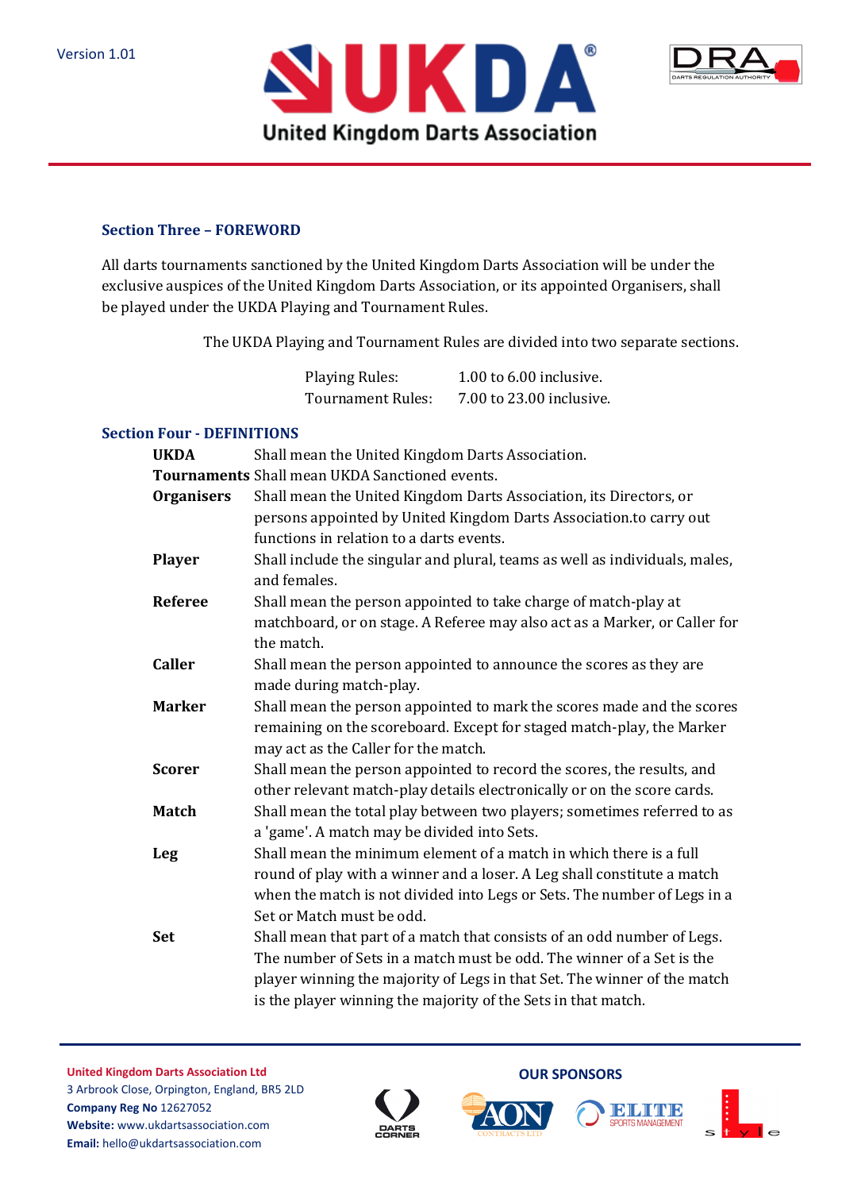## Section Three – FOREWORD

All darts tournaments sanctioned by the United Kingdom Darts Association will be under the exclusive auspices of the United Kingdom Darts Association, or its appointed Organisers, shall be played under the UKDA Playing and Tournament Rules.

The UKDA Playing and Tournament Rules are divided into two separate sections.

| | |
|---|---|
| Playing Rules: | 1.00 to 6.00 inclusive. |
| Tournament Rules: | 7.00 to 23.00 inclusive. |

## Section Four - DEFINITIONS

| | |
|---|---|
| **UKDA** | Shall mean the United Kingdom Darts Association. |
| **Tournaments** | Shall mean UKDA Sanctioned events. |
| **Organisers** | Shall mean the United Kingdom Darts Association, its Directors, or persons appointed by United Kingdom Darts Association.to carry out functions in relation to a darts events. |
| **Player** | Shall include the singular and plural, teams as well as individuals, males, and females. |
| **Referee** | Shall mean the person appointed to take charge of match-play at matchboard, or on stage. A Referee may also act as a Marker, or Caller for the match. |
| **Caller** | Shall mean the person appointed to announce the scores as they are made during match-play. |
| **Marker** | Shall mean the person appointed to mark the scores made and the scores remaining on the scoreboard. Except for staged match-play, the Marker may act as the Caller for the match. |
| **Scorer** | Shall mean the person appointed to record the scores, the results, and other relevant match-play details electronically or on the score cards. |
| **Match** | Shall mean the total play between two players; sometimes referred to as a 'game'. A match may be divided into Sets. |
| **Leg** | Shall mean the minimum element of a match in which there is a full round of play with a winner and a loser. A Leg shall constitute a match when the match is not divided into Legs or Sets. The number of Legs in a Set or Match must be odd. |
| **Set** | Shall mean that part of a match that consists of an odd number of Legs. The number of Sets in a match must be odd. The winner of a Set is the player winning the majority of Legs in that Set. The winner of the match is the player winning the majority of the Sets in that match. |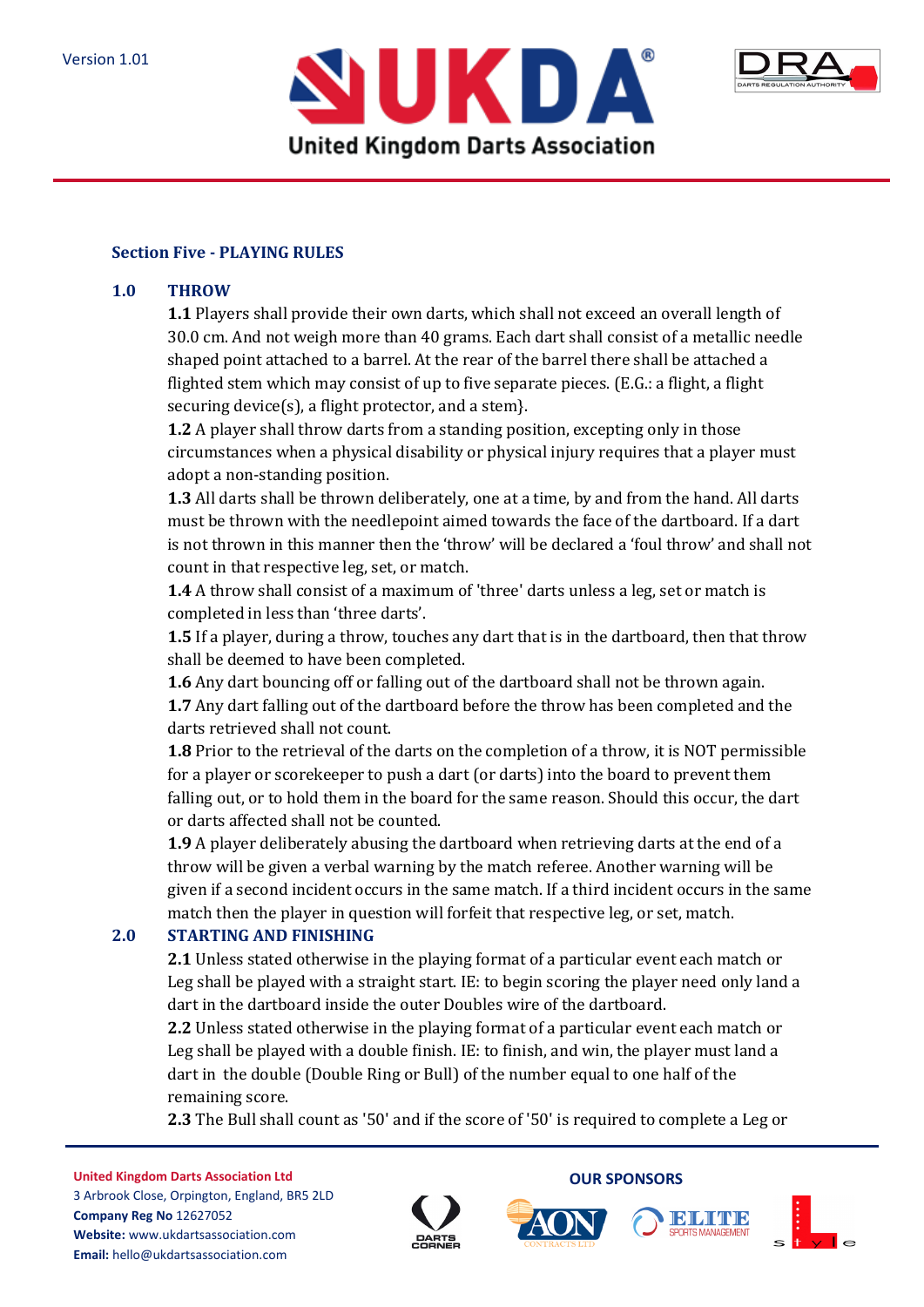## Section Five - PLAYING RULES

### 1.0 THROW

**1.1** Players shall provide their own darts, which shall not exceed an overall length of 30.0 cm. And not weigh more than 40 grams. Each dart shall consist of a metallic needle shaped point attached to a barrel. At the rear of the barrel there shall be attached a flighted stem which may consist of up to five separate pieces. (E.G.: a flight, a flight securing device(s), a flight protector, and a stem}.

**1.2** A player shall throw darts from a standing position, excepting only in those circumstances when a physical disability or physical injury requires that a player must adopt a non-standing position.

**1.3** All darts shall be thrown deliberately, one at a time, by and from the hand. All darts must be thrown with the needlepoint aimed towards the face of the dartboard. If a dart is not thrown in this manner then the 'throw' will be declared a 'foul throw' and shall not count in that respective leg, set, or match.

**1.4** A throw shall consist of a maximum of 'three' darts unless a leg, set or match is completed in less than 'three darts'.

**1.5** If a player, during a throw, touches any dart that is in the dartboard, then that throw shall be deemed to have been completed.

**1.6** Any dart bouncing off or falling out of the dartboard shall not be thrown again.

**1.7** Any dart falling out of the dartboard before the throw has been completed and the darts retrieved shall not count.

**1.8** Prior to the retrieval of the darts on the completion of a throw, it is NOT permissible for a player or scorekeeper to push a dart (or darts) into the board to prevent them falling out, or to hold them in the board for the same reason. Should this occur, the dart or darts affected shall not be counted.

**1.9** A player deliberately abusing the dartboard when retrieving darts at the end of a throw will be given a verbal warning by the match referee. Another warning will be given if a second incident occurs in the same match. If a third incident occurs in the same match then the player in question will forfeit that respective leg, or set, match.

### 2.0 STARTING AND FINISHING

**2.1** Unless stated otherwise in the playing format of a particular event each match or Leg shall be played with a straight start. IE: to begin scoring the player need only land a dart in the dartboard inside the outer Doubles wire of the dartboard.

**2.2** Unless stated otherwise in the playing format of a particular event each match or Leg shall be played with a double finish. IE: to finish, and win, the player must land a dart in the double (Double Ring or Bull) of the number equal to one half of the remaining score.

**2.3** The Bull shall count as '50' and if the score of '50' is required to complete a Leg or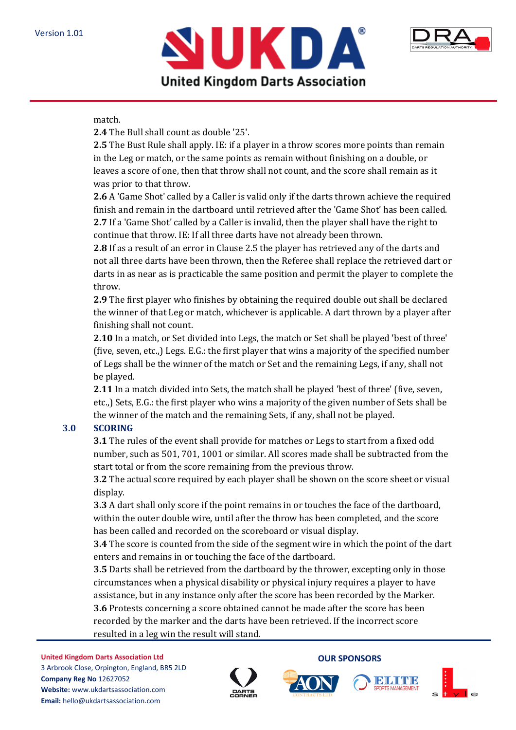match.

**2.4** The Bull shall count as double '25'.

**2.5** The Bust Rule shall apply. IE: if a player in a throw scores more points than remain in the Leg or match, or the same points as remain without finishing on a double, or leaves a score of one, then that throw shall not count, and the score shall remain as it was prior to that throw.

**2.6** A 'Game Shot' called by a Caller is valid only if the darts thrown achieve the required finish and remain in the dartboard until retrieved after the 'Game Shot' has been called.

**2.7** If a 'Game Shot' called by a Caller is invalid, then the player shall have the right to continue that throw. IE: If all three darts have not already been thrown.

**2.8** If as a result of an error in Clause 2.5 the player has retrieved any of the darts and not all three darts have been thrown, then the Referee shall replace the retrieved dart or darts in as near as is practicable the same position and permit the player to complete the throw.

**2.9** The first player who finishes by obtaining the required double out shall be declared the winner of that Leg or match, whichever is applicable. A dart thrown by a player after finishing shall not count.

**2.10** In a match, or Set divided into Legs, the match or Set shall be played 'best of three' (five, seven, etc.,) Legs. E.G.: the first player that wins a majority of the specified number of Legs shall be the winner of the match or Set and the remaining Legs, if any, shall not be played.

**2.11** In a match divided into Sets, the match shall be played 'best of three' (five, seven, etc.,) Sets, E.G.: the first player who wins a majority of the given number of Sets shall be the winner of the match and the remaining Sets, if any, shall not be played.

## 3.0 SCORING

**3.1** The rules of the event shall provide for matches or Legs to start from a fixed odd number, such as 501, 701, 1001 or similar. All scores made shall be subtracted from the start total or from the score remaining from the previous throw.

**3.2** The actual score required by each player shall be shown on the score sheet or visual display.

**3.3** A dart shall only score if the point remains in or touches the face of the dartboard, within the outer double wire, until after the throw has been completed, and the score has been called and recorded on the scoreboard or visual display.

**3.4** The score is counted from the side of the segment wire in which the point of the dart enters and remains in or touching the face of the dartboard.

**3.5** Darts shall be retrieved from the dartboard by the thrower, excepting only in those circumstances when a physical disability or physical injury requires a player to have assistance, but in any instance only after the score has been recorded by the Marker.

**3.6** Protests concerning a score obtained cannot be made after the score has been recorded by the marker and the darts have been retrieved. If the incorrect score resulted in a leg win the result will stand.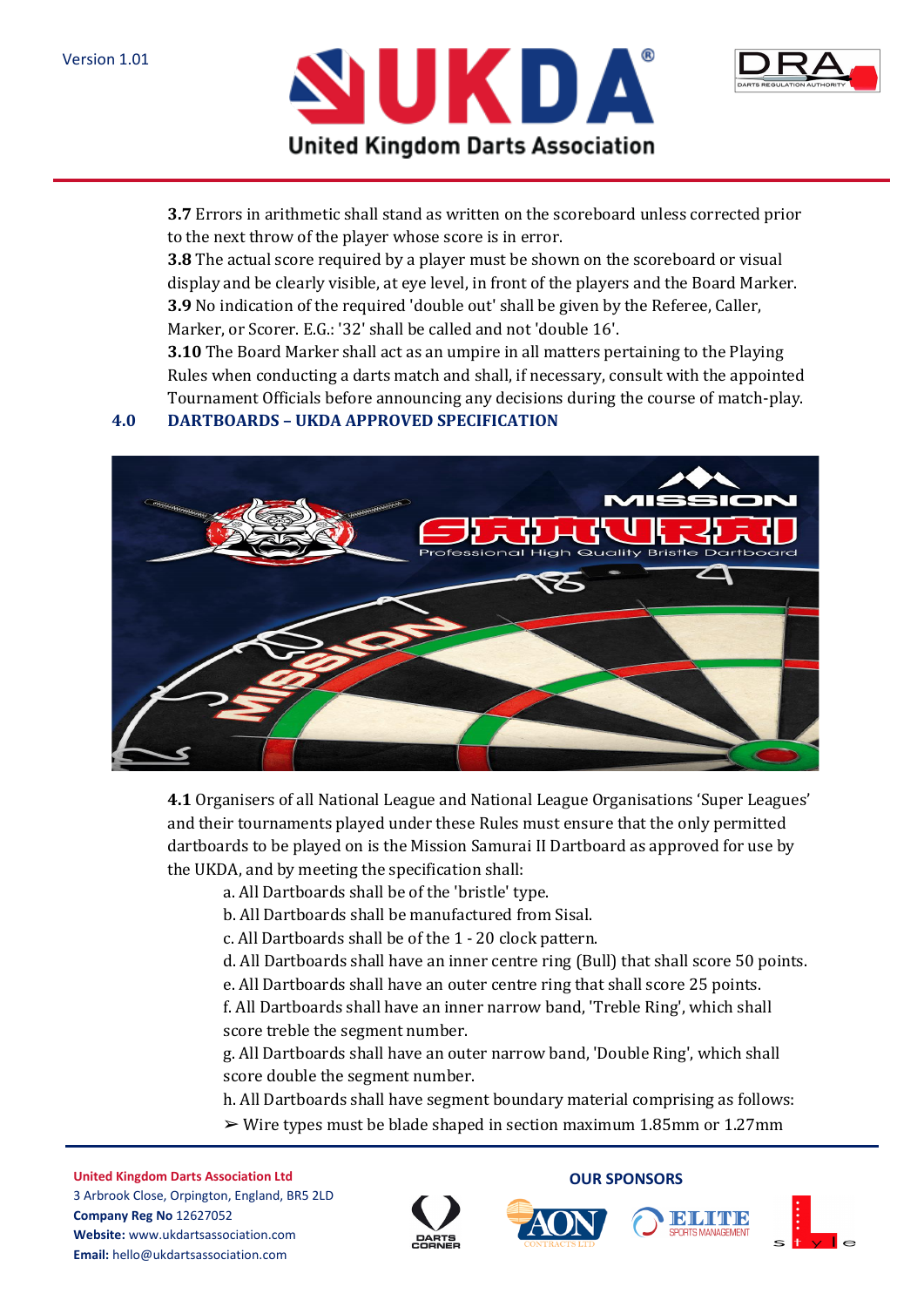**3.7** Errors in arithmetic shall stand as written on the scoreboard unless corrected prior to the next throw of the player whose score is in error.

**3.8** The actual score required by a player must be shown on the scoreboard or visual display and be clearly visible, at eye level, in front of the players and the Board Marker.

**3.9** No indication of the required 'double out' shall be given by the Referee, Caller, Marker, or Scorer. E.G.: '32' shall be called and not 'double 16'.

**3.10** The Board Marker shall act as an umpire in all matters pertaining to the Playing Rules when conducting a darts match and shall, if necessary, consult with the appointed Tournament Officials before announcing any decisions during the course of match-play.

## 4.0 DARTBOARDS – UKDA APPROVED SPECIFICATION

**4.1** Organisers of all National League and National League Organisations 'Super Leagues' and their tournaments played under these Rules must ensure that the only permitted dartboards to be played on is the Mission Samurai II Dartboard as approved for use by the UKDA, and by meeting the specification shall:

a. All Dartboards shall be of the 'bristle' type.

b. All Dartboards shall be manufactured from Sisal.

c. All Dartboards shall be of the 1 - 20 clock pattern.

d. All Dartboards shall have an inner centre ring (Bull) that shall score 50 points.

e. All Dartboards shall have an outer centre ring that shall score 25 points.

f. All Dartboards shall have an inner narrow band, 'Treble Ring', which shall score treble the segment number.

g. All Dartboards shall have an outer narrow band, 'Double Ring', which shall score double the segment number.

h. All Dartboards shall have segment boundary material comprising as follows:

- Wire types must be blade shaped in section maximum 1.85mm or 1.27mm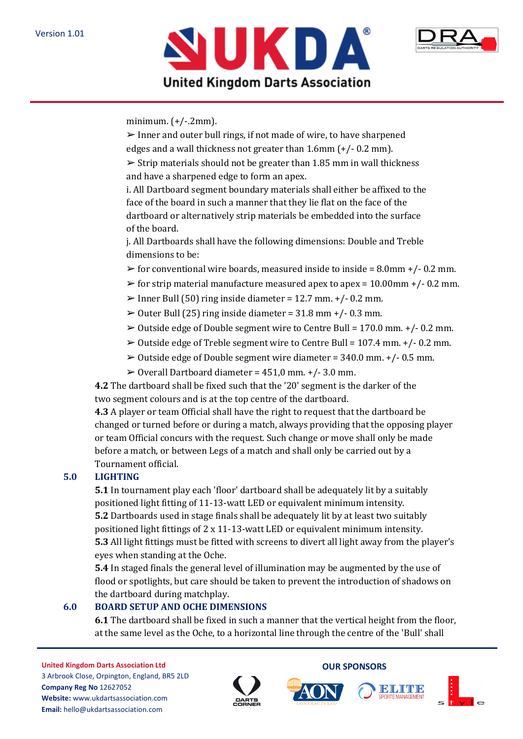minimum. (+/-.2mm).

➢ Inner and outer bull rings, if not made of wire, to have sharpened edges and a wall thickness not greater than 1.6mm (+/- 0.2 mm).

➢ Strip materials should not be greater than 1.85 mm in wall thickness and have a sharpened edge to form an apex.

i. All Dartboard segment boundary materials shall either be affixed to the face of the board in such a manner that they lie flat on the face of the dartboard or alternatively strip materials be embedded into the surface of the board.

j. All Dartboards shall have the following dimensions: Double and Treble dimensions to be:

➢ for conventional wire boards, measured inside to inside = 8.0mm +/- 0.2 mm.

➢ for strip material manufacture measured apex to apex = 10.00mm +/- 0.2 mm.

➢ Inner Bull (50) ring inside diameter = 12.7 mm. +/- 0.2 mm.

➢ Outer Bull (25) ring inside diameter = 31.8 mm +/- 0.3 mm.

➢ Outside edge of Double segment wire to Centre Bull = 170.0 mm. +/- 0.2 mm.

➢ Outside edge of Treble segment wire to Centre Bull = 107.4 mm. +/- 0.2 mm.

➢ Outside edge of Double segment wire diameter = 340.0 mm. +/- 0.5 mm.

➢ Overall Dartboard diameter = 451,0 mm. +/- 3.0 mm.

**4.2** The dartboard shall be fixed such that the '20' segment is the darker of the two segment colours and is at the top centre of the dartboard.

**4.3** A player or team Official shall have the right to request that the dartboard be changed or turned before or during a match, always providing that the opposing player or team Official concurs with the request. Such change or move shall only be made before a match, or between Legs of a match and shall only be carried out by a Tournament official.

## 5.0 LIGHTING

**5.1** In tournament play each 'floor' dartboard shall be adequately lit by a suitably positioned light fitting of 11-13-watt LED or equivalent minimum intensity.

**5.2** Dartboards used in stage finals shall be adequately lit by at least two suitably positioned light fittings of 2 x 11-13-watt LED or equivalent minimum intensity.

**5.3** All light fittings must be fitted with screens to divert all light away from the player's eyes when standing at the Oche.

**5.4** In staged finals the general level of illumination may be augmented by the use of flood or spotlights, but care should be taken to prevent the introduction of shadows on the dartboard during matchplay.

## 6.0 BOARD SETUP AND OCHE DIMENSIONS

**6.1** The dartboard shall be fixed in such a manner that the vertical height from the floor, at the same level as the Oche, to a horizontal line through the centre of the 'Bull' shall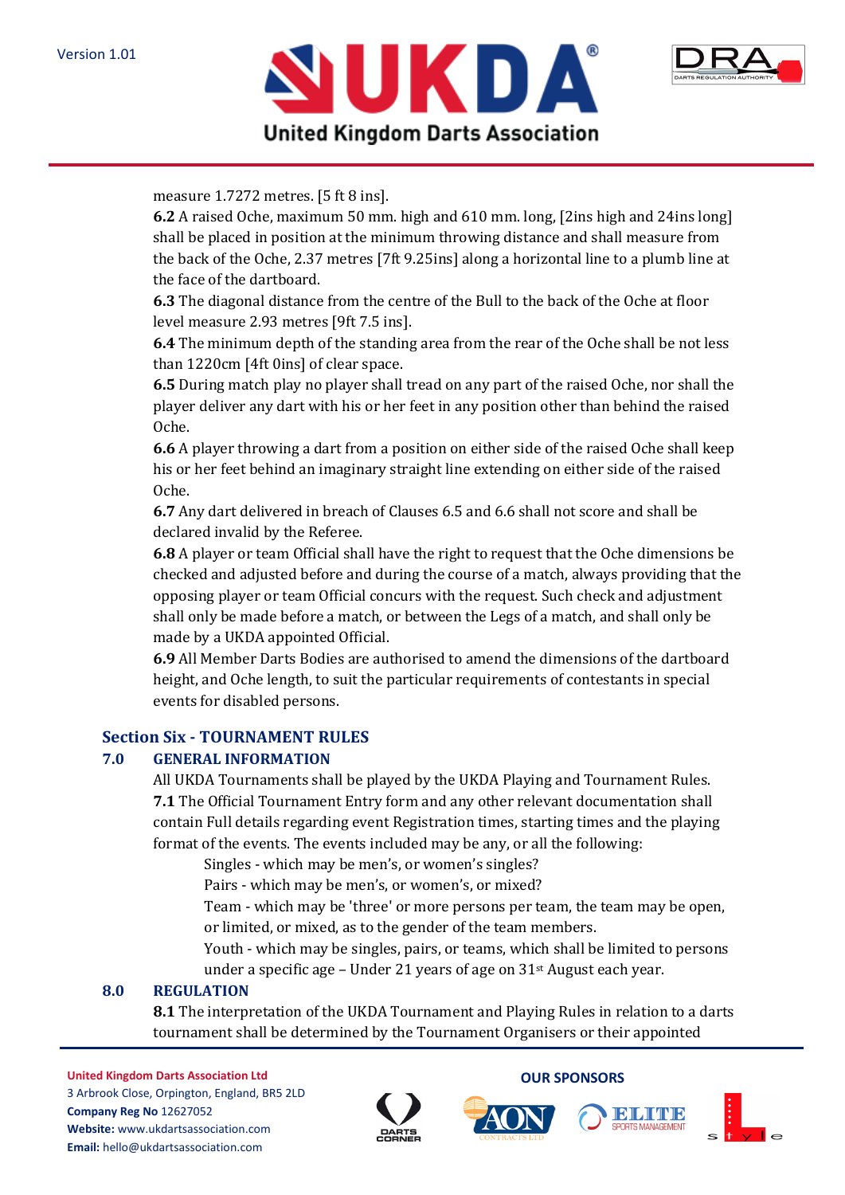measure 1.7272 metres. [5 ft 8 ins].

**6.2** A raised Oche, maximum 50 mm. high and 610 mm. long, [2ins high and 24ins long] shall be placed in position at the minimum throwing distance and shall measure from the back of the Oche, 2.37 metres [7ft 9.25ins] along a horizontal line to a plumb line at the face of the dartboard.

**6.3** The diagonal distance from the centre of the Bull to the back of the Oche at floor level measure 2.93 metres [9ft 7.5 ins].

**6.4** The minimum depth of the standing area from the rear of the Oche shall be not less than 1220cm [4ft 0ins] of clear space.

**6.5** During match play no player shall tread on any part of the raised Oche, nor shall the player deliver any dart with his or her feet in any position other than behind the raised Oche.

**6.6** A player throwing a dart from a position on either side of the raised Oche shall keep his or her feet behind an imaginary straight line extending on either side of the raised Oche.

**6.7** Any dart delivered in breach of Clauses 6.5 and 6.6 shall not score and shall be declared invalid by the Referee.

**6.8** A player or team Official shall have the right to request that the Oche dimensions be checked and adjusted before and during the course of a match, always providing that the opposing player or team Official concurs with the request. Such check and adjustment shall only be made before a match, or between the Legs of a match, and shall only be made by a UKDA appointed Official.

**6.9** All Member Darts Bodies are authorised to amend the dimensions of the dartboard height, and Oche length, to suit the particular requirements of contestants in special events for disabled persons.

## Section Six - TOURNAMENT RULES

### 7.0 GENERAL INFORMATION

All UKDA Tournaments shall be played by the UKDA Playing and Tournament Rules.

**7.1** The Official Tournament Entry form and any other relevant documentation shall contain Full details regarding event Registration times, starting times and the playing format of the events. The events included may be any, or all the following:

Singles - which may be men's, or women's singles?

Pairs - which may be men's, or women's, or mixed?

Team - which may be 'three' or more persons per team, the team may be open, or limited, or mixed, as to the gender of the team members.

Youth - which may be singles, pairs, or teams, which shall be limited to persons under a specific age – Under 21 years of age on 31st August each year.

### 8.0 REGULATION

**8.1** The interpretation of the UKDA Tournament and Playing Rules in relation to a darts tournament shall be determined by the Tournament Organisers or their appointed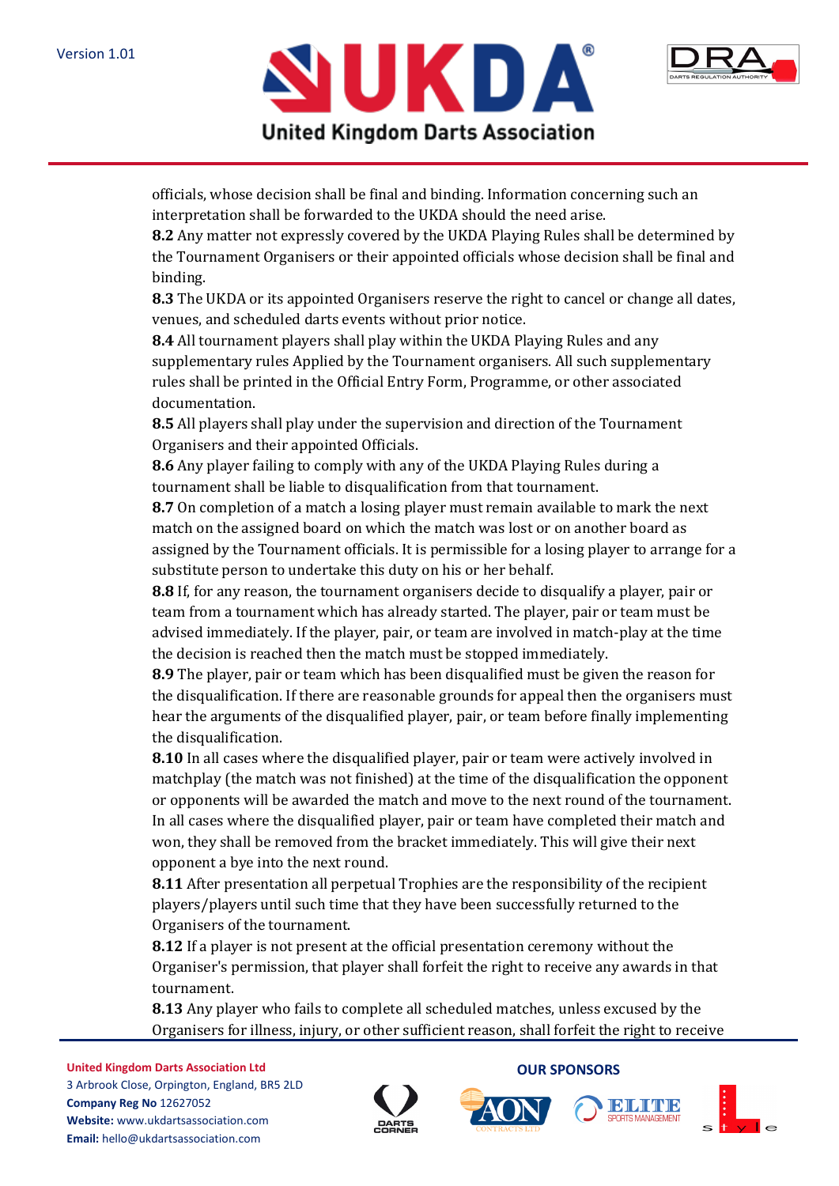officials, whose decision shall be final and binding. Information concerning such an interpretation shall be forwarded to the UKDA should the need arise.

**8.2** Any matter not expressly covered by the UKDA Playing Rules shall be determined by the Tournament Organisers or their appointed officials whose decision shall be final and binding.

**8.3** The UKDA or its appointed Organisers reserve the right to cancel or change all dates, venues, and scheduled darts events without prior notice.

**8.4** All tournament players shall play within the UKDA Playing Rules and any supplementary rules Applied by the Tournament organisers. All such supplementary rules shall be printed in the Official Entry Form, Programme, or other associated documentation.

**8.5** All players shall play under the supervision and direction of the Tournament Organisers and their appointed Officials.

**8.6** Any player failing to comply with any of the UKDA Playing Rules during a tournament shall be liable to disqualification from that tournament.

**8.7** On completion of a match a losing player must remain available to mark the next match on the assigned board on which the match was lost or on another board as assigned by the Tournament officials. It is permissible for a losing player to arrange for a substitute person to undertake this duty on his or her behalf.

**8.8** If, for any reason, the tournament organisers decide to disqualify a player, pair or team from a tournament which has already started. The player, pair or team must be advised immediately. If the player, pair, or team are involved in match-play at the time the decision is reached then the match must be stopped immediately.

**8.9** The player, pair or team which has been disqualified must be given the reason for the disqualification. If there are reasonable grounds for appeal then the organisers must hear the arguments of the disqualified player, pair, or team before finally implementing the disqualification.

**8.10** In all cases where the disqualified player, pair or team were actively involved in matchplay (the match was not finished) at the time of the disqualification the opponent or opponents will be awarded the match and move to the next round of the tournament. In all cases where the disqualified player, pair or team have completed their match and won, they shall be removed from the bracket immediately. This will give their next opponent a bye into the next round.

**8.11** After presentation all perpetual Trophies are the responsibility of the recipient players/players until such time that they have been successfully returned to the Organisers of the tournament.

**8.12** If a player is not present at the official presentation ceremony without the Organiser's permission, that player shall forfeit the right to receive any awards in that tournament.

**8.13** Any player who fails to complete all scheduled matches, unless excused by the Organisers for illness, injury, or other sufficient reason, shall forfeit the right to receive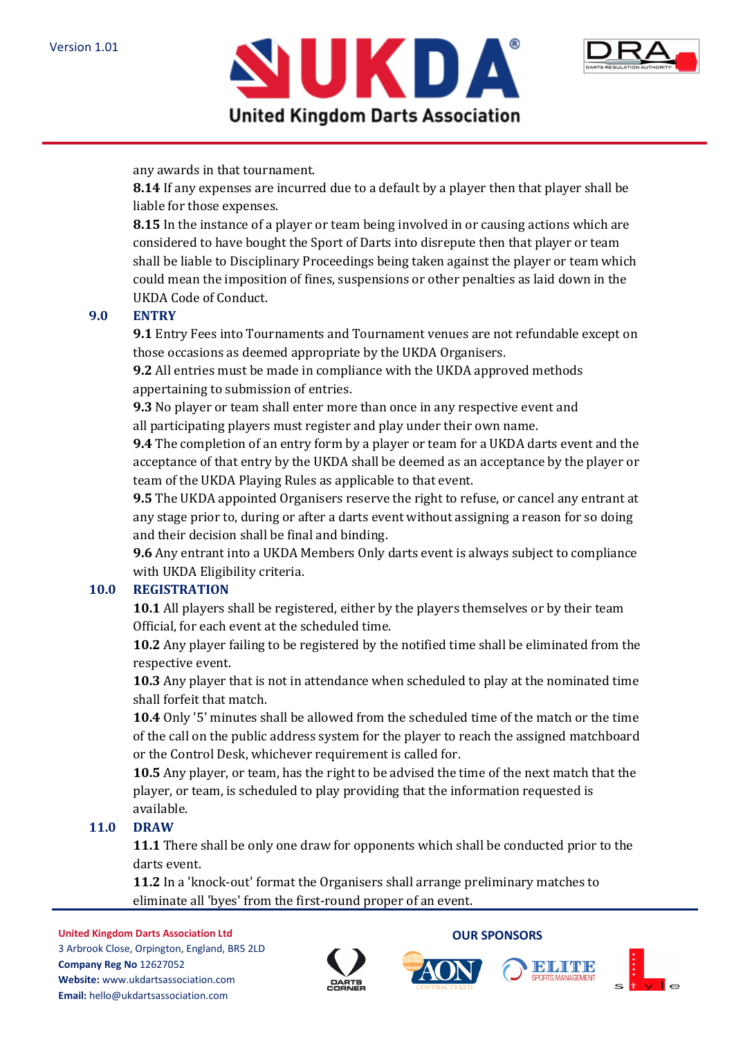any awards in that tournament.

**8.14** If any expenses are incurred due to a default by a player then that player shall be liable for those expenses.

**8.15** In the instance of a player or team being involved in or causing actions which are considered to have bought the Sport of Darts into disrepute then that player or team shall be liable to Disciplinary Proceedings being taken against the player or team which could mean the imposition of fines, suspensions or other penalties as laid down in the UKDA Code of Conduct.

## 9.0 ENTRY

**9.1** Entry Fees into Tournaments and Tournament venues are not refundable except on those occasions as deemed appropriate by the UKDA Organisers.

**9.2** All entries must be made in compliance with the UKDA approved methods appertaining to submission of entries.

**9.3** No player or team shall enter more than once in any respective event and all participating players must register and play under their own name.

**9.4** The completion of an entry form by a player or team for a UKDA darts event and the acceptance of that entry by the UKDA shall be deemed as an acceptance by the player or team of the UKDA Playing Rules as applicable to that event.

**9.5** The UKDA appointed Organisers reserve the right to refuse, or cancel any entrant at any stage prior to, during or after a darts event without assigning a reason for so doing and their decision shall be final and binding.

**9.6** Any entrant into a UKDA Members Only darts event is always subject to compliance with UKDA Eligibility criteria.

## 10.0 REGISTRATION

**10.1** All players shall be registered, either by the players themselves or by their team Official, for each event at the scheduled time.

**10.2** Any player failing to be registered by the notified time shall be eliminated from the respective event.

**10.3** Any player that is not in attendance when scheduled to play at the nominated time shall forfeit that match.

**10.4** Only '5' minutes shall be allowed from the scheduled time of the match or the time of the call on the public address system for the player to reach the assigned matchboard or the Control Desk, whichever requirement is called for.

**10.5** Any player, or team, has the right to be advised the time of the next match that the player, or team, is scheduled to play providing that the information requested is available.

## 11.0 DRAW

**11.1** There shall be only one draw for opponents which shall be conducted prior to the darts event.

**11.2** In a 'knock-out' format the Organisers shall arrange preliminary matches to eliminate all 'byes' from the first-round proper of an event.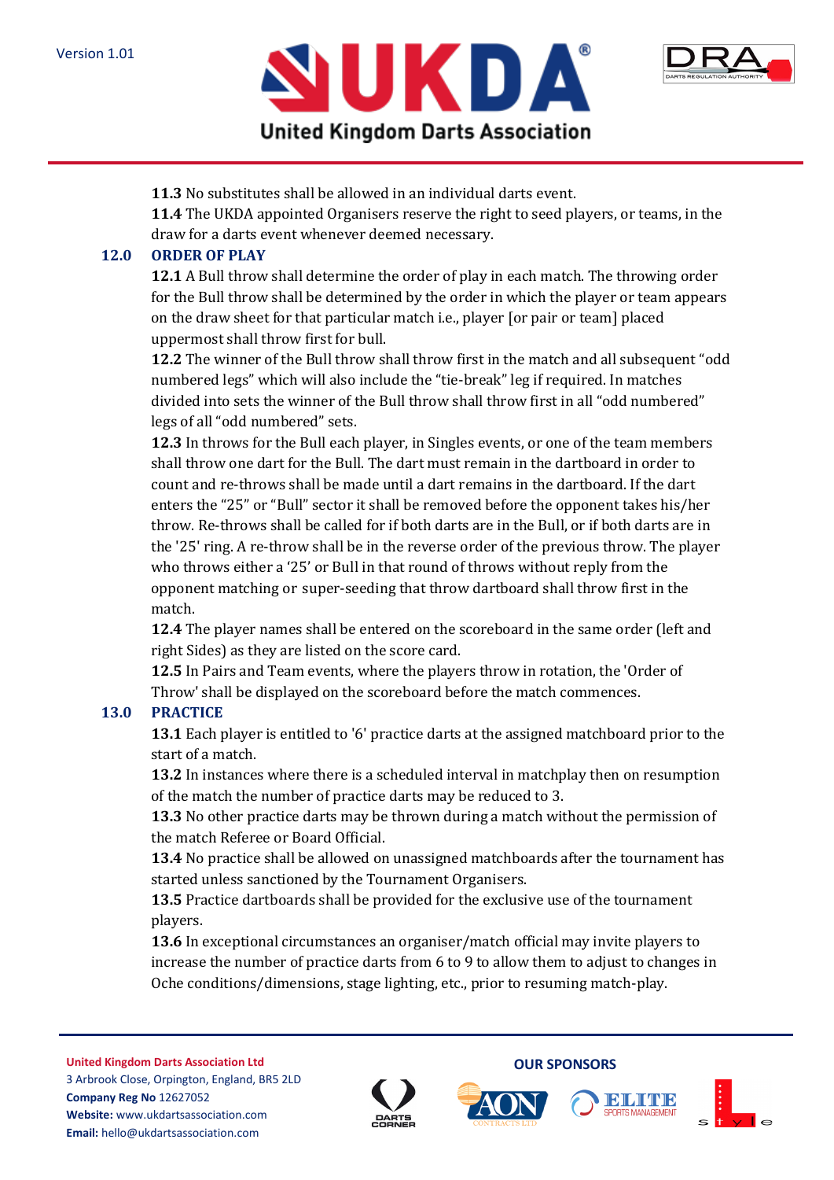**11.3** No substitutes shall be allowed in an individual darts event.

**11.4** The UKDA appointed Organisers reserve the right to seed players, or teams, in the draw for a darts event whenever deemed necessary.

## 12.0 ORDER OF PLAY

**12.1** A Bull throw shall determine the order of play in each match. The throwing order for the Bull throw shall be determined by the order in which the player or team appears on the draw sheet for that particular match i.e., player [or pair or team] placed uppermost shall throw first for bull.

**12.2** The winner of the Bull throw shall throw first in the match and all subsequent "odd numbered legs" which will also include the "tie-break" leg if required. In matches divided into sets the winner of the Bull throw shall throw first in all "odd numbered" legs of all "odd numbered" sets.

**12.3** In throws for the Bull each player, in Singles events, or one of the team members shall throw one dart for the Bull. The dart must remain in the dartboard in order to count and re-throws shall be made until a dart remains in the dartboard. If the dart enters the "25" or "Bull" sector it shall be removed before the opponent takes his/her throw. Re-throws shall be called for if both darts are in the Bull, or if both darts are in the '25' ring. A re-throw shall be in the reverse order of the previous throw. The player who throws either a '25' or Bull in that round of throws without reply from the opponent matching or super-seeding that throw dartboard shall throw first in the match.

**12.4** The player names shall be entered on the scoreboard in the same order (left and right Sides) as they are listed on the score card.

**12.5** In Pairs and Team events, where the players throw in rotation, the 'Order of Throw' shall be displayed on the scoreboard before the match commences.

## 13.0 PRACTICE

**13.1** Each player is entitled to '6' practice darts at the assigned matchboard prior to the start of a match.

**13.2** In instances where there is a scheduled interval in matchplay then on resumption of the match the number of practice darts may be reduced to 3.

**13.3** No other practice darts may be thrown during a match without the permission of the match Referee or Board Official.

**13.4** No practice shall be allowed on unassigned matchboards after the tournament has started unless sanctioned by the Tournament Organisers.

**13.5** Practice dartboards shall be provided for the exclusive use of the tournament players.

**13.6** In exceptional circumstances an organiser/match official may invite players to increase the number of practice darts from 6 to 9 to allow them to adjust to changes in Oche conditions/dimensions, stage lighting, etc., prior to resuming match-play.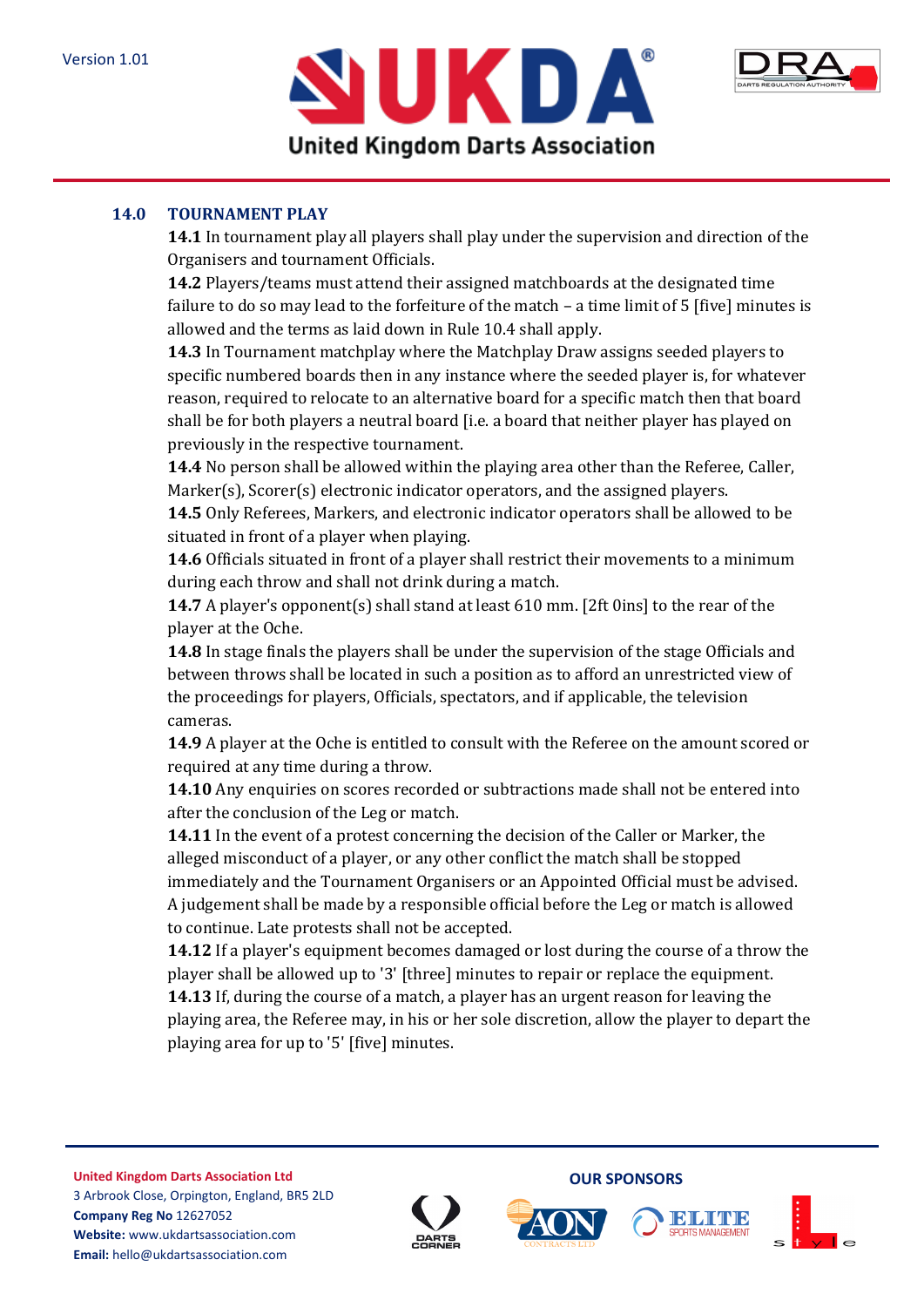## 14.0 TOURNAMENT PLAY

**14.1** In tournament play all players shall play under the supervision and direction of the Organisers and tournament Officials.

**14.2** Players/teams must attend their assigned matchboards at the designated time failure to do so may lead to the forfeiture of the match – a time limit of 5 [five] minutes is allowed and the terms as laid down in Rule 10.4 shall apply.

**14.3** In Tournament matchplay where the Matchplay Draw assigns seeded players to specific numbered boards then in any instance where the seeded player is, for whatever reason, required to relocate to an alternative board for a specific match then that board shall be for both players a neutral board [i.e. a board that neither player has played on previously in the respective tournament.

**14.4** No person shall be allowed within the playing area other than the Referee, Caller, Marker(s), Scorer(s) electronic indicator operators, and the assigned players.

**14.5** Only Referees, Markers, and electronic indicator operators shall be allowed to be situated in front of a player when playing.

**14.6** Officials situated in front of a player shall restrict their movements to a minimum during each throw and shall not drink during a match.

**14.7** A player's opponent(s) shall stand at least 610 mm. [2ft 0ins] to the rear of the player at the Oche.

**14.8** In stage finals the players shall be under the supervision of the stage Officials and between throws shall be located in such a position as to afford an unrestricted view of the proceedings for players, Officials, spectators, and if applicable, the television cameras.

**14.9** A player at the Oche is entitled to consult with the Referee on the amount scored or required at any time during a throw.

**14.10** Any enquiries on scores recorded or subtractions made shall not be entered into after the conclusion of the Leg or match.

**14.11** In the event of a protest concerning the decision of the Caller or Marker, the alleged misconduct of a player, or any other conflict the match shall be stopped immediately and the Tournament Organisers or an Appointed Official must be advised. A judgement shall be made by a responsible official before the Leg or match is allowed to continue. Late protests shall not be accepted.

**14.12** If a player's equipment becomes damaged or lost during the course of a throw the player shall be allowed up to '3' [three] minutes to repair or replace the equipment.

**14.13** If, during the course of a match, a player has an urgent reason for leaving the playing area, the Referee may, in his or her sole discretion, allow the player to depart the playing area for up to '5' [five] minutes.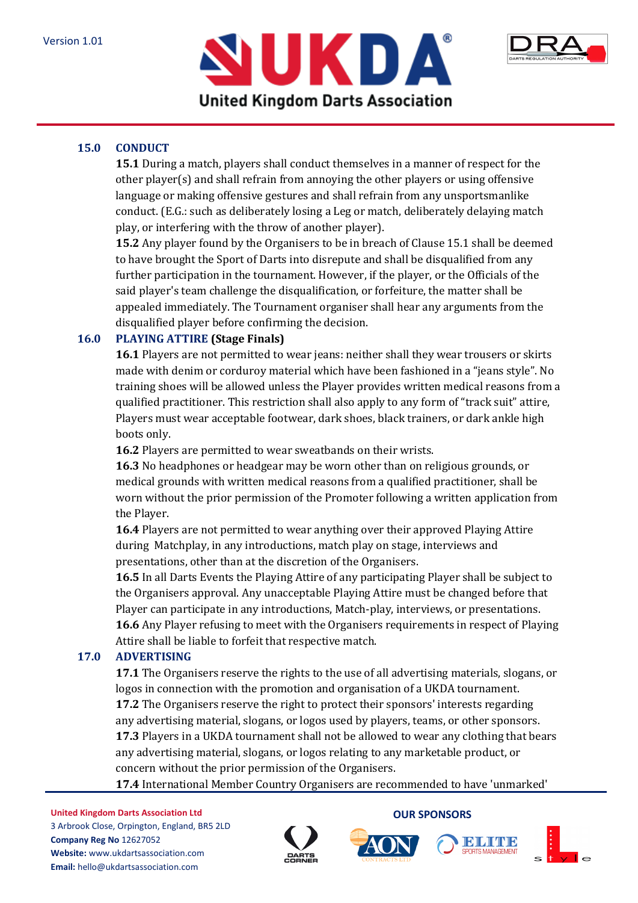## 15.0 CONDUCT

**15.1** During a match, players shall conduct themselves in a manner of respect for the other player(s) and shall refrain from annoying the other players or using offensive language or making offensive gestures and shall refrain from any unsportsmanlike conduct. (E.G.: such as deliberately losing a Leg or match, deliberately delaying match play, or interfering with the throw of another player).

**15.2** Any player found by the Organisers to be in breach of Clause 15.1 shall be deemed to have brought the Sport of Darts into disrepute and shall be disqualified from any further participation in the tournament. However, if the player, or the Officials of the said player's team challenge the disqualification, or forfeiture, the matter shall be appealed immediately. The Tournament organiser shall hear any arguments from the disqualified player before confirming the decision.

## 16.0 PLAYING ATTIRE (Stage Finals)

**16.1** Players are not permitted to wear jeans: neither shall they wear trousers or skirts made with denim or corduroy material which have been fashioned in a "jeans style". No training shoes will be allowed unless the Player provides written medical reasons from a qualified practitioner. This restriction shall also apply to any form of "track suit" attire, Players must wear acceptable footwear, dark shoes, black trainers, or dark ankle high boots only.

**16.2** Players are permitted to wear sweatbands on their wrists.

**16.3** No headphones or headgear may be worn other than on religious grounds, or medical grounds with written medical reasons from a qualified practitioner, shall be worn without the prior permission of the Promoter following a written application from the Player.

**16.4** Players are not permitted to wear anything over their approved Playing Attire during Matchplay, in any introductions, match play on stage, interviews and presentations, other than at the discretion of the Organisers.

**16.5** In all Darts Events the Playing Attire of any participating Player shall be subject to the Organisers approval. Any unacceptable Playing Attire must be changed before that Player can participate in any introductions, Match-play, interviews, or presentations.

**16.6** Any Player refusing to meet with the Organisers requirements in respect of Playing Attire shall be liable to forfeit that respective match.

## 17.0 ADVERTISING

**17.1** The Organisers reserve the rights to the use of all advertising materials, slogans, or logos in connection with the promotion and organisation of a UKDA tournament.

**17.2** The Organisers reserve the right to protect their sponsors' interests regarding any advertising material, slogans, or logos used by players, teams, or other sponsors.

**17.3** Players in a UKDA tournament shall not be allowed to wear any clothing that bears any advertising material, slogans, or logos relating to any marketable product, or concern without the prior permission of the Organisers.

**17.4** International Member Country Organisers are recommended to have 'unmarked'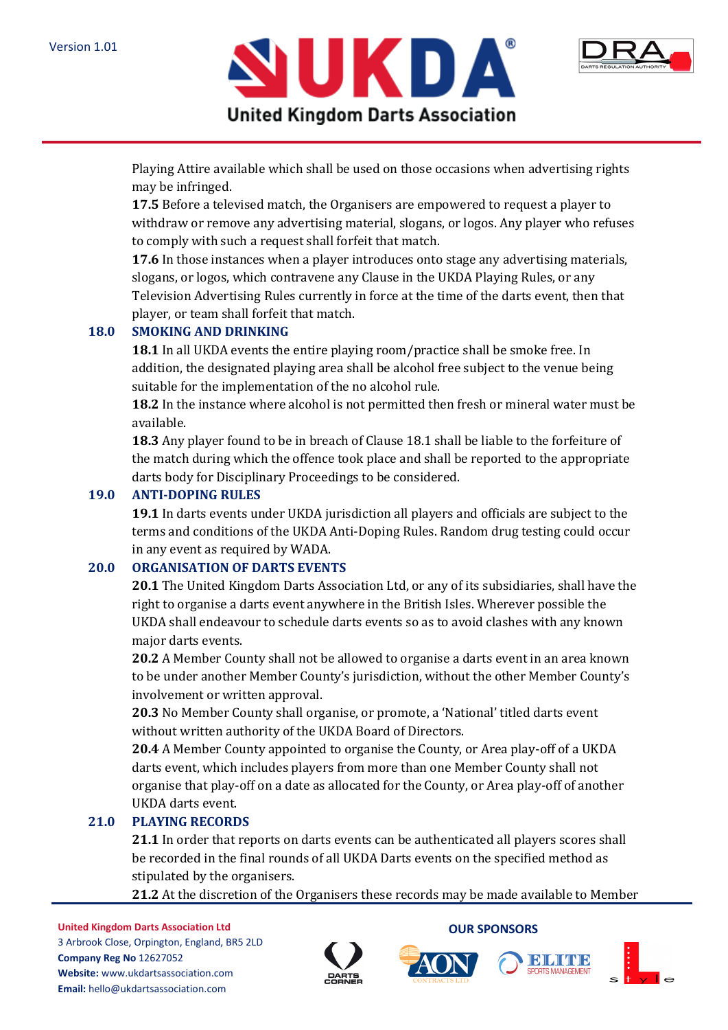Playing Attire available which shall be used on those occasions when advertising rights may be infringed.

**17.5** Before a televised match, the Organisers are empowered to request a player to withdraw or remove any advertising material, slogans, or logos. Any player who refuses to comply with such a request shall forfeit that match.

**17.6** In those instances when a player introduces onto stage any advertising materials, slogans, or logos, which contravene any Clause in the UKDA Playing Rules, or any Television Advertising Rules currently in force at the time of the darts event, then that player, or team shall forfeit that match.

## 18.0 SMOKING AND DRINKING

**18.1** In all UKDA events the entire playing room/practice shall be smoke free. In addition, the designated playing area shall be alcohol free subject to the venue being suitable for the implementation of the no alcohol rule.

**18.2** In the instance where alcohol is not permitted then fresh or mineral water must be available.

**18.3** Any player found to be in breach of Clause 18.1 shall be liable to the forfeiture of the match during which the offence took place and shall be reported to the appropriate darts body for Disciplinary Proceedings to be considered.

## 19.0 ANTI-DOPING RULES

**19.1** In darts events under UKDA jurisdiction all players and officials are subject to the terms and conditions of the UKDA Anti-Doping Rules. Random drug testing could occur in any event as required by WADA.

## 20.0 ORGANISATION OF DARTS EVENTS

**20.1** The United Kingdom Darts Association Ltd, or any of its subsidiaries, shall have the right to organise a darts event anywhere in the British Isles. Wherever possible the UKDA shall endeavour to schedule darts events so as to avoid clashes with any known major darts events.

**20.2** A Member County shall not be allowed to organise a darts event in an area known to be under another Member County's jurisdiction, without the other Member County's involvement or written approval.

**20.3** No Member County shall organise, or promote, a 'National' titled darts event without written authority of the UKDA Board of Directors.

**20.4** A Member County appointed to organise the County, or Area play-off of a UKDA darts event, which includes players from more than one Member County shall not organise that play-off on a date as allocated for the County, or Area play-off of another UKDA darts event.

## 21.0 PLAYING RECORDS

**21.1** In order that reports on darts events can be authenticated all players scores shall be recorded in the final rounds of all UKDA Darts events on the specified method as stipulated by the organisers.

**21.2** At the discretion of the Organisers these records may be made available to Member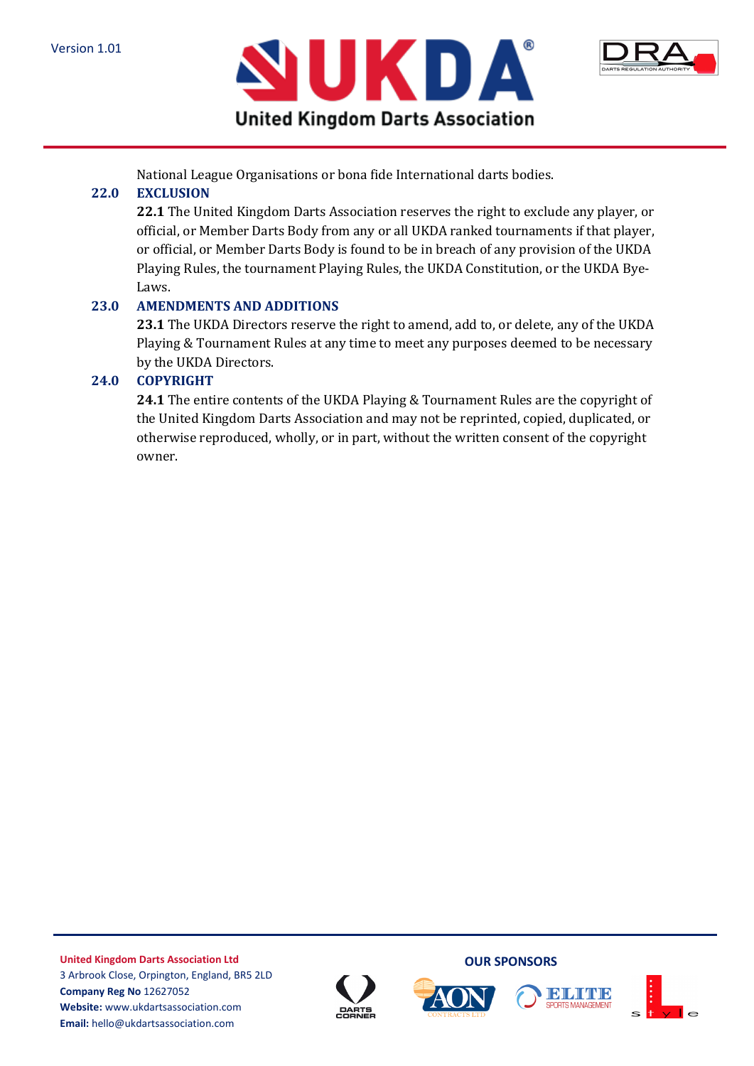National League Organisations or bona fide International darts bodies.

## 22.0 EXCLUSION

**22.1** The United Kingdom Darts Association reserves the right to exclude any player, or official, or Member Darts Body from any or all UKDA ranked tournaments if that player, or official, or Member Darts Body is found to be in breach of any provision of the UKDA Playing Rules, the tournament Playing Rules, the UKDA Constitution, or the UKDA Bye-Laws.

## 23.0 AMENDMENTS AND ADDITIONS

**23.1** The UKDA Directors reserve the right to amend, add to, or delete, any of the UKDA Playing & Tournament Rules at any time to meet any purposes deemed to be necessary by the UKDA Directors.

## 24.0 COPYRIGHT

**24.1** The entire contents of the UKDA Playing & Tournament Rules are the copyright of the United Kingdom Darts Association and may not be reprinted, copied, duplicated, or otherwise reproduced, wholly, or in part, without the written consent of the copyright owner.